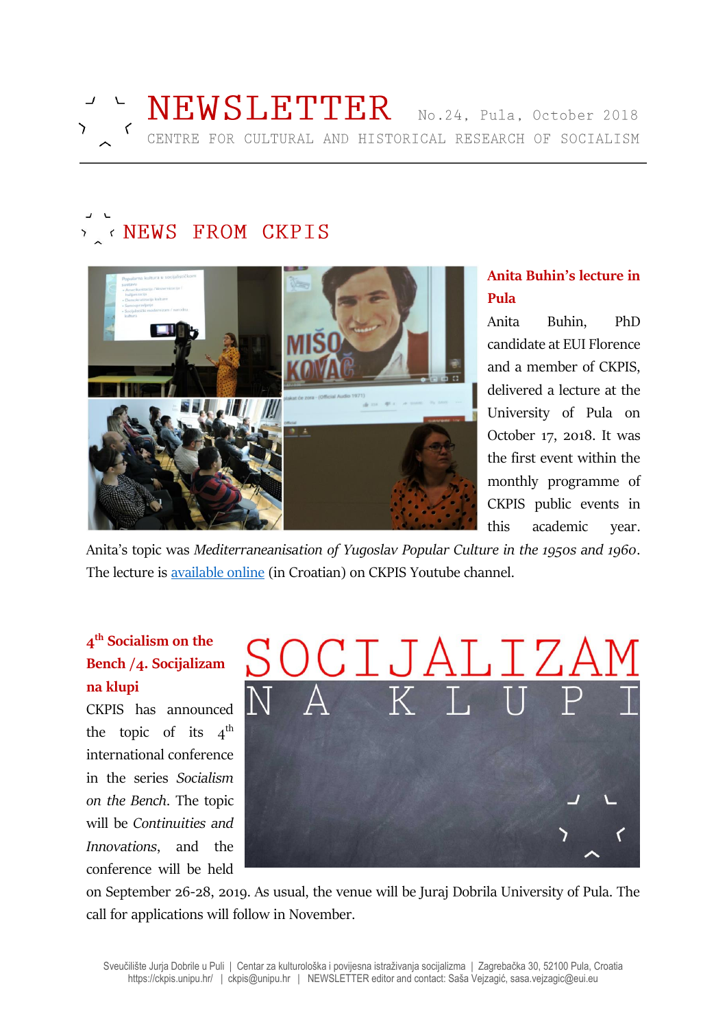# NEWSLETTER

No.24, Pula, October 2018

CENTRE FOR CULTURAL AND HISTORICAL RESEARCH OF SOCIALISM

## NEWS FROM CKPIS

### Anita Buhin's lecture in Pula

Anita Buhin, PhD candidate at EUI Florence and a member of CKPIS, delivered a lecture at the University of Pula on October 17, 2018. It was the first event within the monthly programme of CKPIS public events in this academic year. Anita's topic was *Mediterraneanisation of Yugoslav Popular Culture in the 1950s and 1960*. The lecture is available online (in Croatian) on CKPIS Youtube channel.

### 4th Socialism on the Bench /4. Socijalizam na klupi

CKPIS has announced the topic of its 4th international conference in the series *Socialism on the Bench*. The topic will be *Continuities and Innovations*, and the conference will be held on September 26-28, 2019. As usual, the venue will be Juraj Dobrila University of Pula. The call for applications will follow in November.

Sveučilište Jurja Dobrile u Puli | Centar za kulturološka i povijesna istraživanja socijalizma | Zagrebačka 30, 52100 Pula, Croatia
https://ckpis.unipu.hr/ | ckpis@unipu.hr | NEWSLETTER editor and contact: Saša Vejzagić, sasa.vejzagic@eui.eu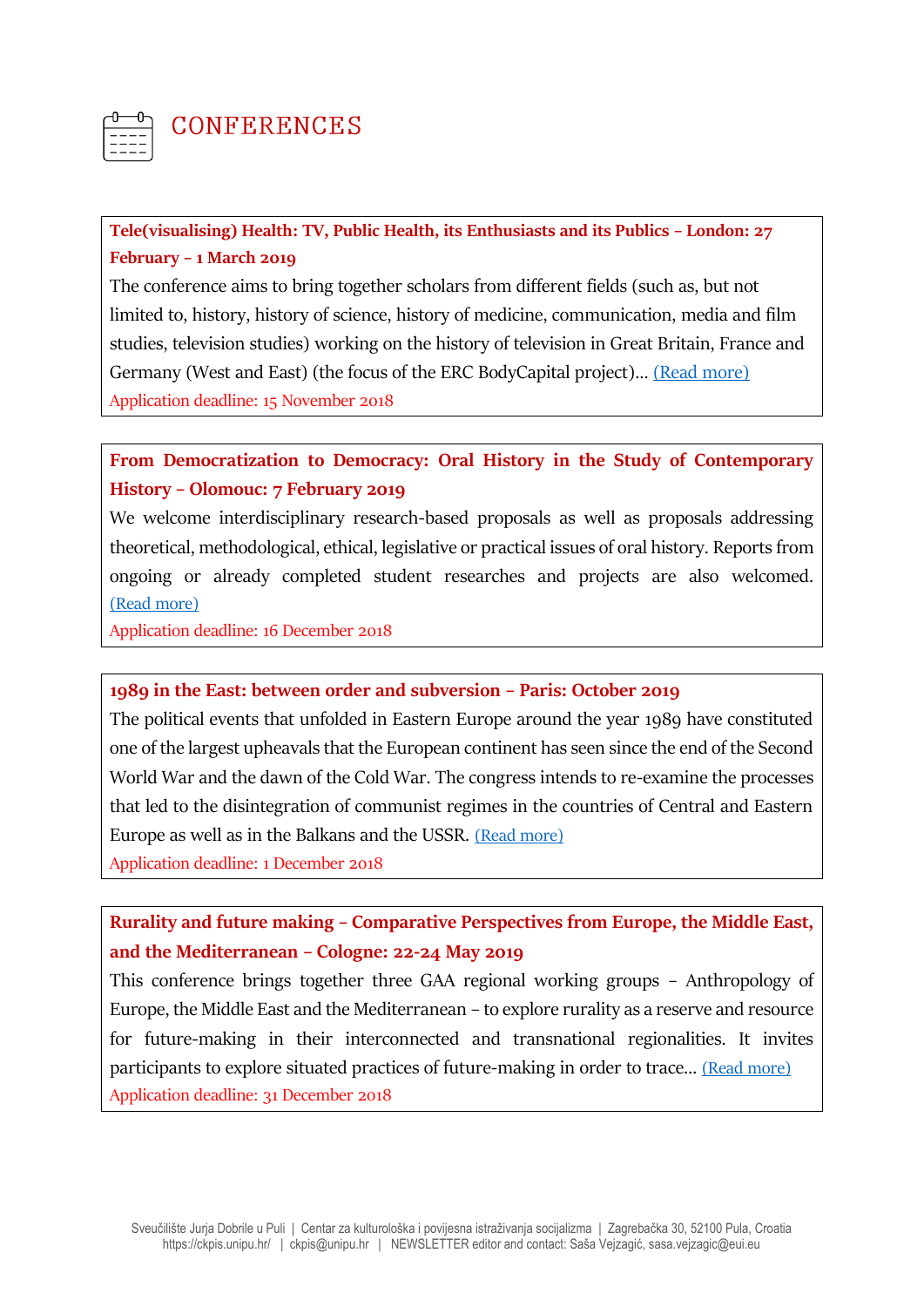# CONFERENCES

**Tele(visualising) Health: TV, Public Health, its Enthusiasts and its Publics – London: 27 February – 1 March 2019**

The conference aims to bring together scholars from different fields (such as, but not limited to, history, history of science, history of medicine, communication, media and film studies, television studies) working on the history of television in Great Britain, France and Germany (West and East) (the focus of the ERC BodyCapital project)... (Read more)

Application deadline: 15 November 2018

**From Democratization to Democracy: Oral History in the Study of Contemporary History – Olomouc: 7 February 2019**

We welcome interdisciplinary research-based proposals as well as proposals addressing theoretical, methodological, ethical, legislative or practical issues of oral history. Reports from ongoing or already completed student researches and projects are also welcomed. (Read more)

Application deadline: 16 December 2018

**1989 in the East: between order and subversion – Paris: October 2019**

The political events that unfolded in Eastern Europe around the year 1989 have constituted one of the largest upheavals that the European continent has seen since the end of the Second World War and the dawn of the Cold War. The congress intends to re-examine the processes that led to the disintegration of communist regimes in the countries of Central and Eastern Europe as well as in the Balkans and the USSR. (Read more)

Application deadline: 1 December 2018

**Rurality and future making – Comparative Perspectives from Europe, the Middle East, and the Mediterranean – Cologne: 22-24 May 2019**

This conference brings together three GAA regional working groups – Anthropology of Europe, the Middle East and the Mediterranean – to explore rurality as a reserve and resource for future-making in their interconnected and transnational regionalities. It invites participants to explore situated practices of future-making in order to trace... (Read more)

Application deadline: 31 December 2018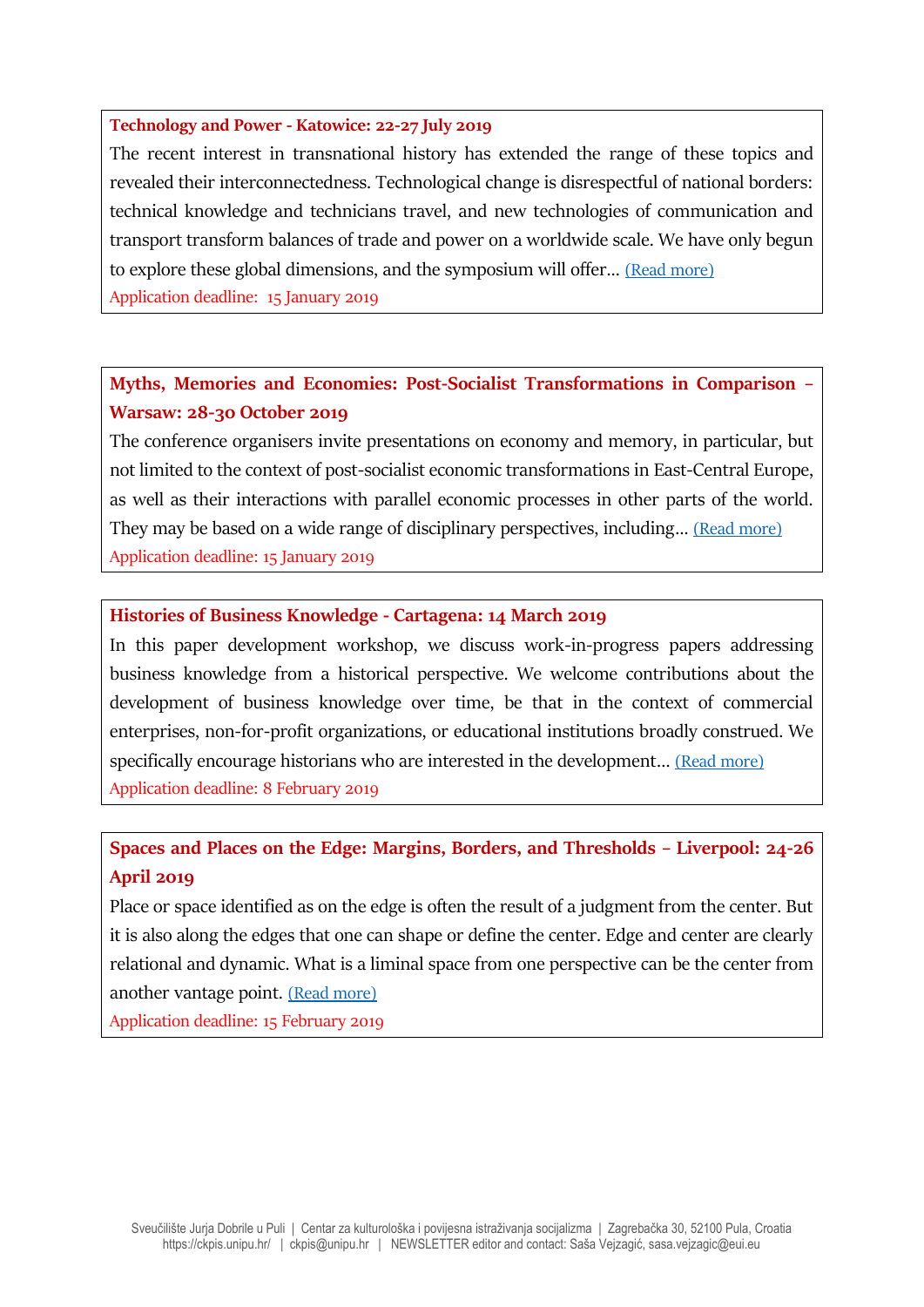**Technology and Power - Katowice: 22-27 July 2019**

The recent interest in transnational history has extended the range of these topics and revealed their interconnectedness. Technological change is disrespectful of national borders: technical knowledge and technicians travel, and new technologies of communication and transport transform balances of trade and power on a worldwide scale. We have only begun to explore these global dimensions, and the symposium will offer... (Read more)

Application deadline: 15 January 2019

**Myths, Memories and Economies: Post-Socialist Transformations in Comparison – Warsaw: 28-30 October 2019**

The conference organisers invite presentations on economy and memory, in particular, but not limited to the context of post-socialist economic transformations in East-Central Europe, as well as their interactions with parallel economic processes in other parts of the world. They may be based on a wide range of disciplinary perspectives, including... (Read more)

Application deadline: 15 January 2019

**Histories of Business Knowledge - Cartagena: 14 March 2019**

In this paper development workshop, we discuss work-in-progress papers addressing business knowledge from a historical perspective. We welcome contributions about the development of business knowledge over time, be that in the context of commercial enterprises, non-for-profit organizations, or educational institutions broadly construed. We specifically encourage historians who are interested in the development... (Read more)

Application deadline: 8 February 2019

**Spaces and Places on the Edge: Margins, Borders, and Thresholds – Liverpool: 24-26 April 2019**

Place or space identified as on the edge is often the result of a judgment from the center. But it is also along the edges that one can shape or define the center. Edge and center are clearly relational and dynamic. What is a liminal space from one perspective can be the center from another vantage point. (Read more)

Application deadline: 15 February 2019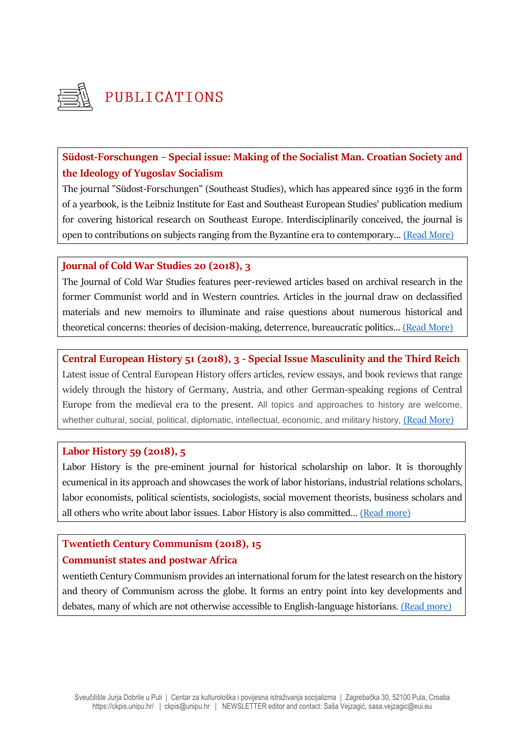# PUBLICATIONS

**Südost-Forschungen – Special issue: Making of the Socialist Man. Croatian Society and the Ideology of Yugoslav Socialism**

The journal "Südost-Forschungen" (Southeast Studies), which has appeared since 1936 in the form of a yearbook, is the Leibniz Institute for East and Southeast European Studies' publication medium for covering historical research on Southeast Europe. Interdisciplinarily conceived, the journal is open to contributions on subjects ranging from the Byzantine era to contemporary... (Read More)

**Journal of Cold War Studies 20 (2018), 3**

The Journal of Cold War Studies features peer-reviewed articles based on archival research in the former Communist world and in Western countries. Articles in the journal draw on declassified materials and new memoirs to illuminate and raise questions about numerous historical and theoretical concerns: theories of decision-making, deterrence, bureaucratic politics... (Read More)

**Central European History 51 (2018), 3 - Special Issue Masculinity and the Third Reich**

Latest issue of Central European History offers articles, review essays, and book reviews that range widely through the history of Germany, Austria, and other German-speaking regions of Central Europe from the medieval era to the present. All topics and approaches to history are welcome, whether cultural, social, political, diplomatic, intellectual, economic, and military history, (Read More)

**Labor History 59 (2018), 5**

Labor History is the pre-eminent journal for historical scholarship on labor. It is thoroughly ecumenical in its approach and showcases the work of labor historians, industrial relations scholars, labor economists, political scientists, sociologists, social movement theorists, business scholars and all others who write about labor issues. Labor History is also committed... (Read more)

**Twentieth Century Communism (2018), 15**
**Communist states and postwar Africa**

wentieth Century Communism provides an international forum for the latest research on the history and theory of Communism across the globe. It forms an entry point into key developments and debates, many of which are not otherwise accessible to English-language historians. (Read more)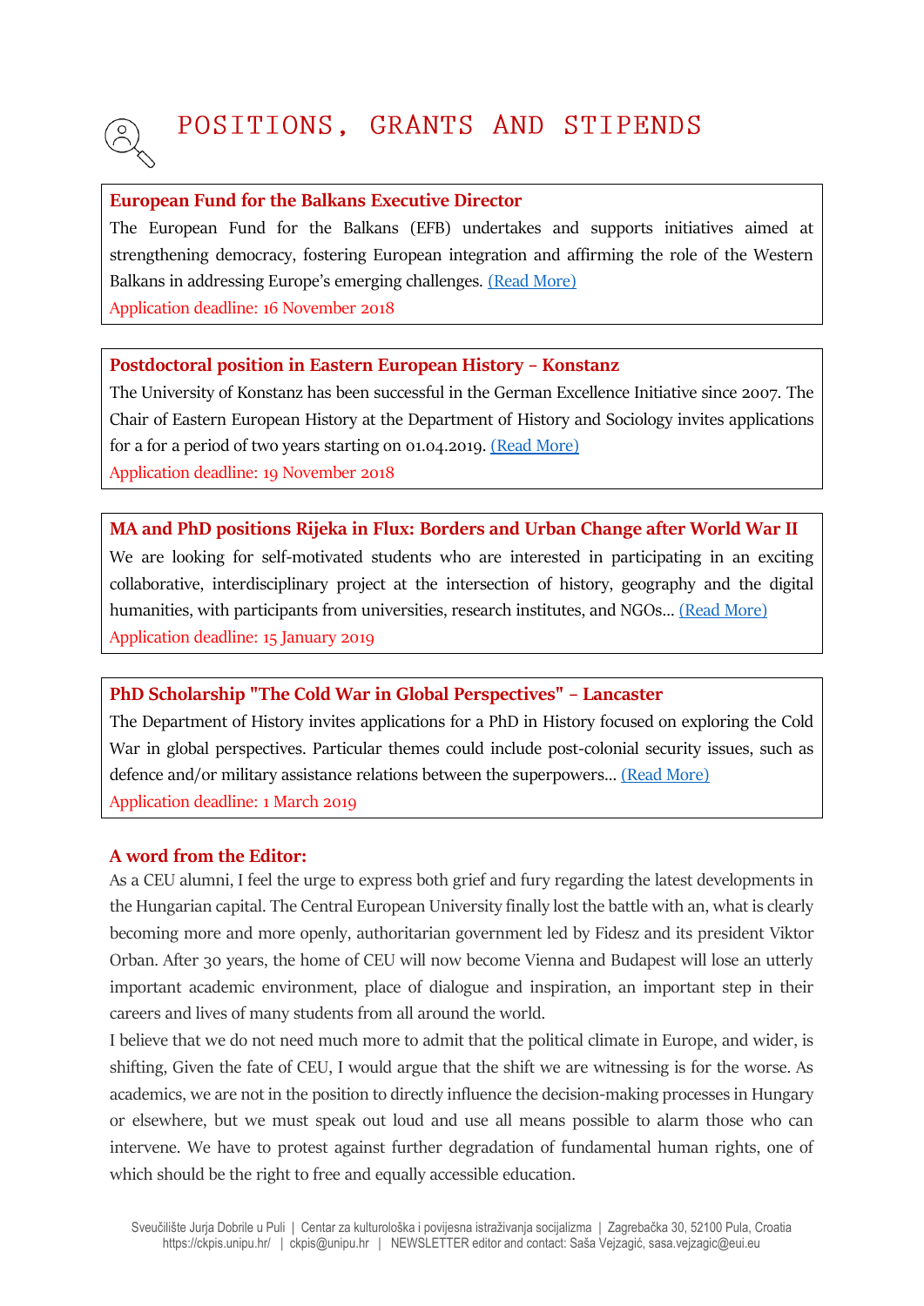# POSITIONS, GRANTS AND STIPENDS

**European Fund for the Balkans Executive Director**

The European Fund for the Balkans (EFB) undertakes and supports initiatives aimed at strengthening democracy, fostering European integration and affirming the role of the Western Balkans in addressing Europe's emerging challenges. (Read More)

Application deadline: 16 November 2018

**Postdoctoral position in Eastern European History – Konstanz**

The University of Konstanz has been successful in the German Excellence Initiative since 2007. The Chair of Eastern European History at the Department of History and Sociology invites applications for a for a period of two years starting on 01.04.2019. (Read More)

Application deadline: 19 November 2018

**MA and PhD positions Rijeka in Flux: Borders and Urban Change after World War II**

We are looking for self-motivated students who are interested in participating in an exciting collaborative, interdisciplinary project at the intersection of history, geography and the digital humanities, with participants from universities, research institutes, and NGOs... (Read More)

Application deadline: 15 January 2019

**PhD Scholarship "The Cold War in Global Perspectives" – Lancaster**

The Department of History invites applications for a PhD in History focused on exploring the Cold War in global perspectives. Particular themes could include post-colonial security issues, such as defence and/or military assistance relations between the superpowers... (Read More)

Application deadline: 1 March 2019

**A word from the Editor:**

As a CEU alumni, I feel the urge to express both grief and fury regarding the latest developments in the Hungarian capital. The Central European University finally lost the battle with an, what is clearly becoming more and more openly, authoritarian government led by Fidesz and its president Viktor Orban. After 30 years, the home of CEU will now become Vienna and Budapest will lose an utterly important academic environment, place of dialogue and inspiration, an important step in their careers and lives of many students from all around the world.

I believe that we do not need much more to admit that the political climate in Europe, and wider, is shifting, Given the fate of CEU, I would argue that the shift we are witnessing is for the worse. As academics, we are not in the position to directly influence the decision-making processes in Hungary or elsewhere, but we must speak out loud and use all means possible to alarm those who can intervene. We have to protest against further degradation of fundamental human rights, one of which should be the right to free and equally accessible education.